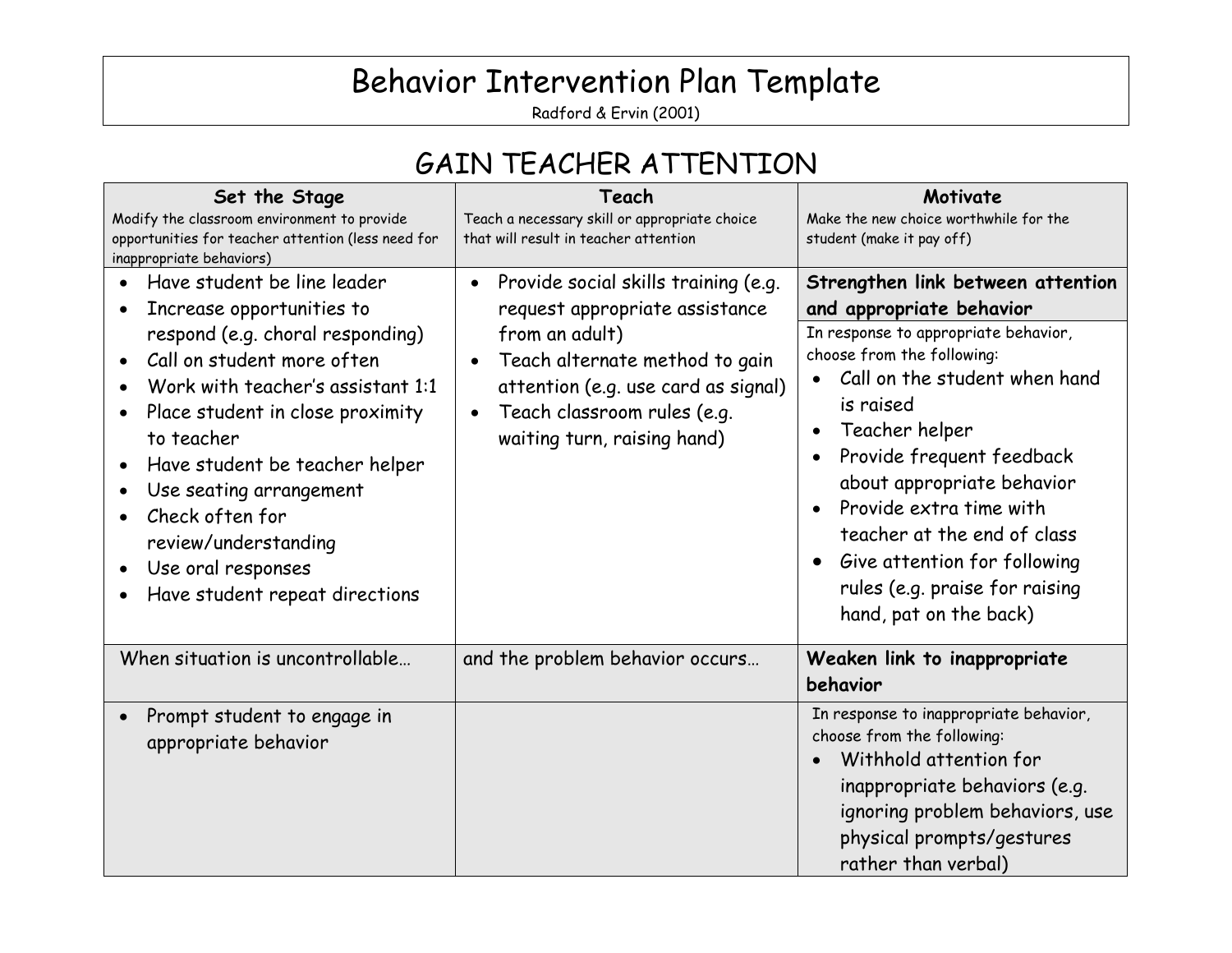# Behavior Intervention Plan Template

Radford & Ervin (2001)

## GAIN TEACHER ATTENTION

| **Set the Stage**<br>Modify the classroom environment to provide opportunities for teacher attention (less need for inappropriate behaviors) | **Teach**<br>Teach a necessary skill or appropriate choice that will result in teacher attention | **Motivate**<br>Make the new choice worthwhile for the student (make it pay off) |
|---|---|---|
| • Have student be line leader<br>• Increase opportunities to respond (e.g. choral responding)<br>• Call on student more often<br>• Work with teacher's assistant 1:1<br>• Place student in close proximity to teacher<br>• Have student be teacher helper<br>• Use seating arrangement<br>• Check often for review/understanding<br>• Use oral responses<br>• Have student repeat directions | • Provide social skills training (e.g. request appropriate assistance from an adult)<br>• Teach alternate method to gain attention (e.g. use card as signal)<br>• Teach classroom rules (e.g. waiting turn, raising hand) | **Strengthen link between attention and appropriate behavior**<br>In response to appropriate behavior, choose from the following:<br>• Call on the student when hand is raised<br>• Teacher helper<br>• Provide frequent feedback about appropriate behavior<br>• Provide extra time with teacher at the end of class<br>• Give attention for following rules (e.g. praise for raising hand, pat on the back) |
| When situation is uncontrollable… | and the problem behavior occurs… | **Weaken link to inappropriate behavior** |
| • Prompt student to engage in appropriate behavior | | In response to inappropriate behavior, choose from the following:<br>• Withhold attention for inappropriate behaviors (e.g. ignoring problem behaviors, use physical prompts/gestures rather than verbal) |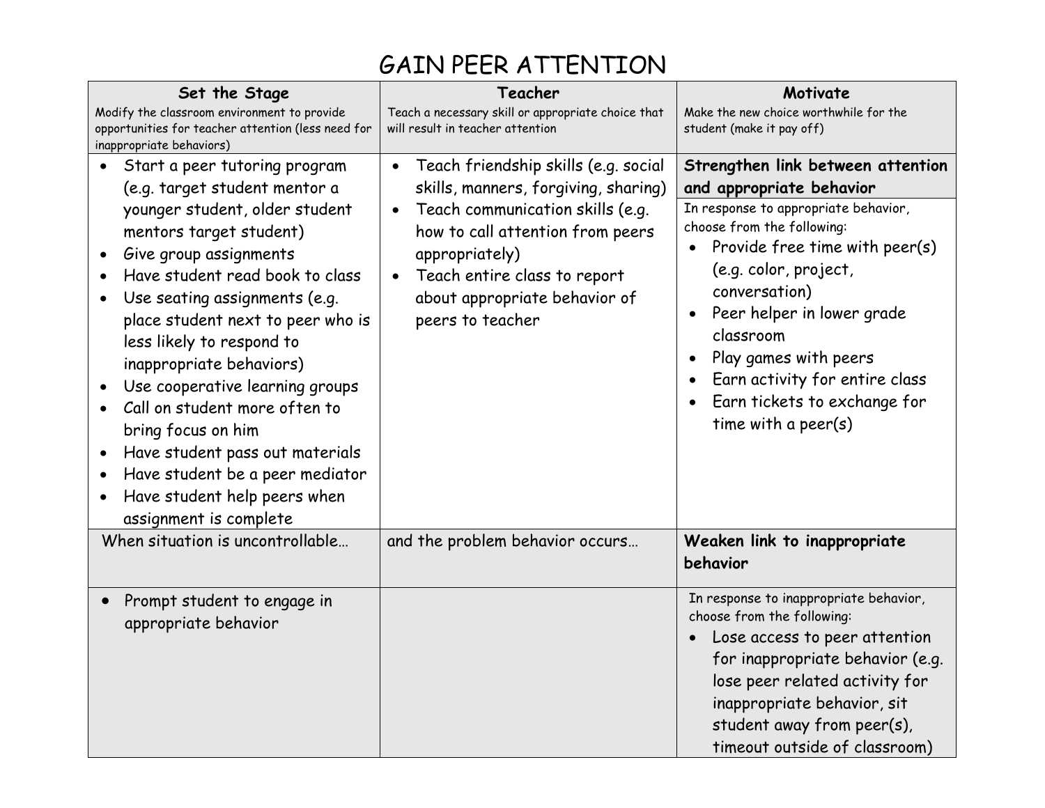# GAIN PEER ATTENTION

| **Set the Stage**<br>Modify the classroom environment to provide opportunities for teacher attention (less need for inappropriate behaviors) | **Teacher**<br>Teach a necessary skill or appropriate choice that will result in teacher attention | **Motivate**<br>Make the new choice worthwhile for the student (make it pay off) |
|---|---|---|
| • Start a peer tutoring program (e.g. target student mentor a younger student, older student mentors target student)<br>• Give group assignments<br>• Have student read book to class<br>• Use seating assignments (e.g. place student next to peer who is less likely to respond to inappropriate behaviors)<br>• Use cooperative learning groups<br>• Call on student more often to bring focus on him<br>• Have student pass out materials<br>• Have student be a peer mediator<br>• Have student help peers when assignment is complete | • Teach friendship skills (e.g. social skills, manners, forgiving, sharing)<br>• Teach communication skills (e.g. how to call attention from peers appropriately)<br>• Teach entire class to report about appropriate behavior of peers to teacher | **Strengthen link between attention and appropriate behavior**<br>In response to appropriate behavior, choose from the following:<br>• Provide free time with peer(s) (e.g. color, project, conversation)<br>• Peer helper in lower grade classroom<br>• Play games with peers<br>• Earn activity for entire class<br>• Earn tickets to exchange for time with a peer(s) |
| When situation is uncontrollable… | and the problem behavior occurs… | **Weaken link to inappropriate behavior** |
| • Prompt student to engage in appropriate behavior | | In response to inappropriate behavior, choose from the following:<br>• Lose access to peer attention for inappropriate behavior (e.g. lose peer related activity for inappropriate behavior, sit student away from peer(s), timeout outside of classroom) |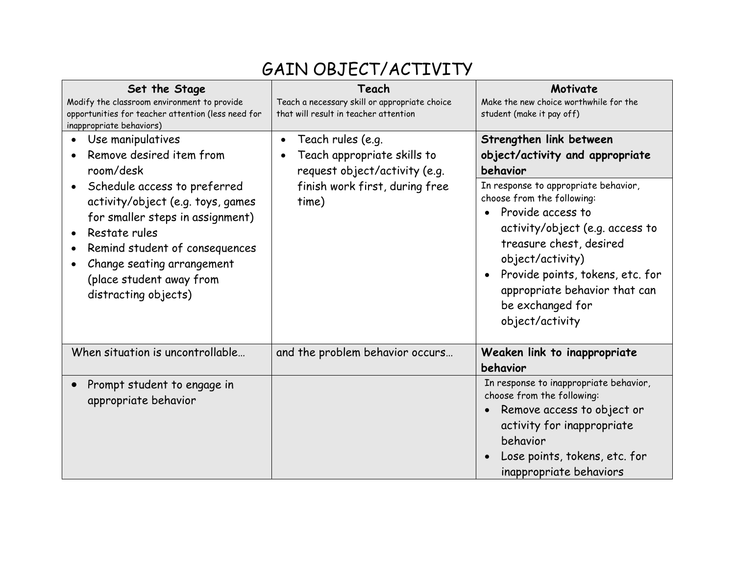# GAIN OBJECT/ACTIVITY

| **Set the Stage**<br>Modify the classroom environment to provide opportunities for teacher attention (less need for inappropriate behaviors) | **Teach**<br>Teach a necessary skill or appropriate choice that will result in teacher attention | **Motivate**<br>Make the new choice worthwhile for the student (make it pay off) |
|---|---|---|
| • Use manipulatives<br>• Remove desired item from room/desk<br>• Schedule access to preferred activity/object (e.g. toys, games for smaller steps in assignment)<br>• Restate rules<br>• Remind student of consequences<br>• Change seating arrangement (place student away from distracting objects) | • Teach rules (e.g.<br>• Teach appropriate skills to request object/activity (e.g. finish work first, during free time) | **Strengthen link between object/activity and appropriate behavior**<br>In response to appropriate behavior, choose from the following:<br>• Provide access to activity/object (e.g. access to treasure chest, desired object/activity)<br>• Provide points, tokens, etc. for appropriate behavior that can be exchanged for object/activity |
| When situation is uncontrollable… | and the problem behavior occurs… | **Weaken link to inappropriate behavior** |
| • Prompt student to engage in appropriate behavior | | In response to inappropriate behavior, choose from the following:<br>• Remove access to object or activity for inappropriate behavior<br>• Lose points, tokens, etc. for inappropriate behaviors |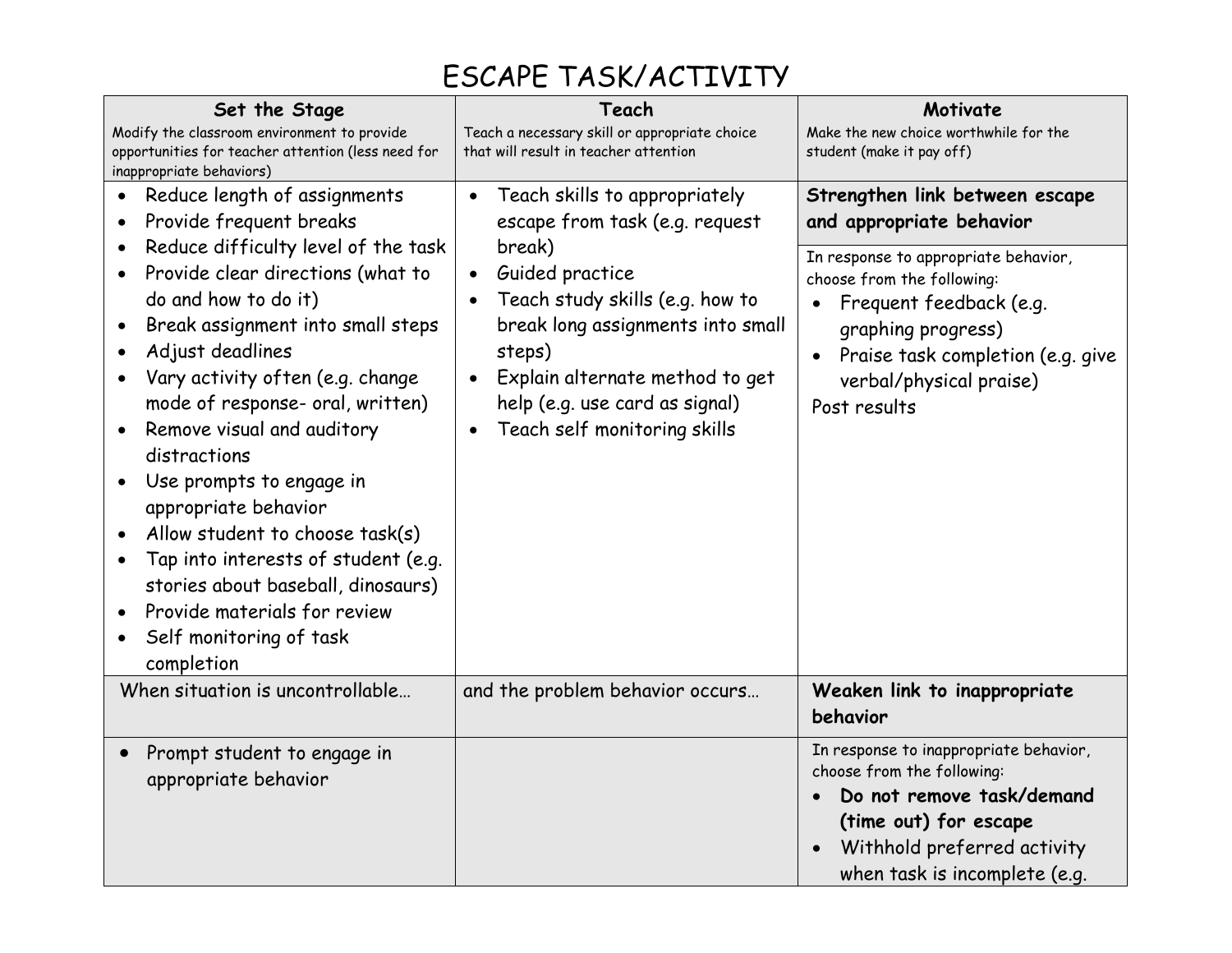# ESCAPE TASK/ACTIVITY

| **Set the Stage**<br>Modify the classroom environment to provide opportunities for teacher attention (less need for inappropriate behaviors) | **Teach**<br>Teach a necessary skill or appropriate choice that will result in teacher attention | **Motivate**<br>Make the new choice worthwhile for the student (make it pay off) |
|---|---|---|
| • Reduce length of assignments<br>• Provide frequent breaks<br>• Reduce difficulty level of the task<br>• Provide clear directions (what to do and how to do it)<br>• Break assignment into small steps<br>• Adjust deadlines<br>• Vary activity often (e.g. change mode of response- oral, written)<br>• Remove visual and auditory distractions<br>• Use prompts to engage in appropriate behavior<br>• Allow student to choose task(s)<br>• Tap into interests of student (e.g. stories about baseball, dinosaurs)<br>• Provide materials for review<br>• Self monitoring of task completion | • Teach skills to appropriately escape from task (e.g. request break)<br>• Guided practice<br>• Teach study skills (e.g. how to break long assignments into small steps)<br>• Explain alternate method to get help (e.g. use card as signal)<br>• Teach self monitoring skills | **Strengthen link between escape and appropriate behavior**<br><br>In response to appropriate behavior, choose from the following:<br>• Frequent feedback (e.g. graphing progress)<br>• Praise task completion (e.g. give verbal/physical praise)<br>Post results |
| When situation is uncontrollable… | and the problem behavior occurs… | **Weaken link to inappropriate behavior** |
| • Prompt student to engage in appropriate behavior | | In response to inappropriate behavior, choose from the following:<br>• **Do not remove task/demand (time out) for escape**<br>• Withhold preferred activity when task is incomplete (e.g. |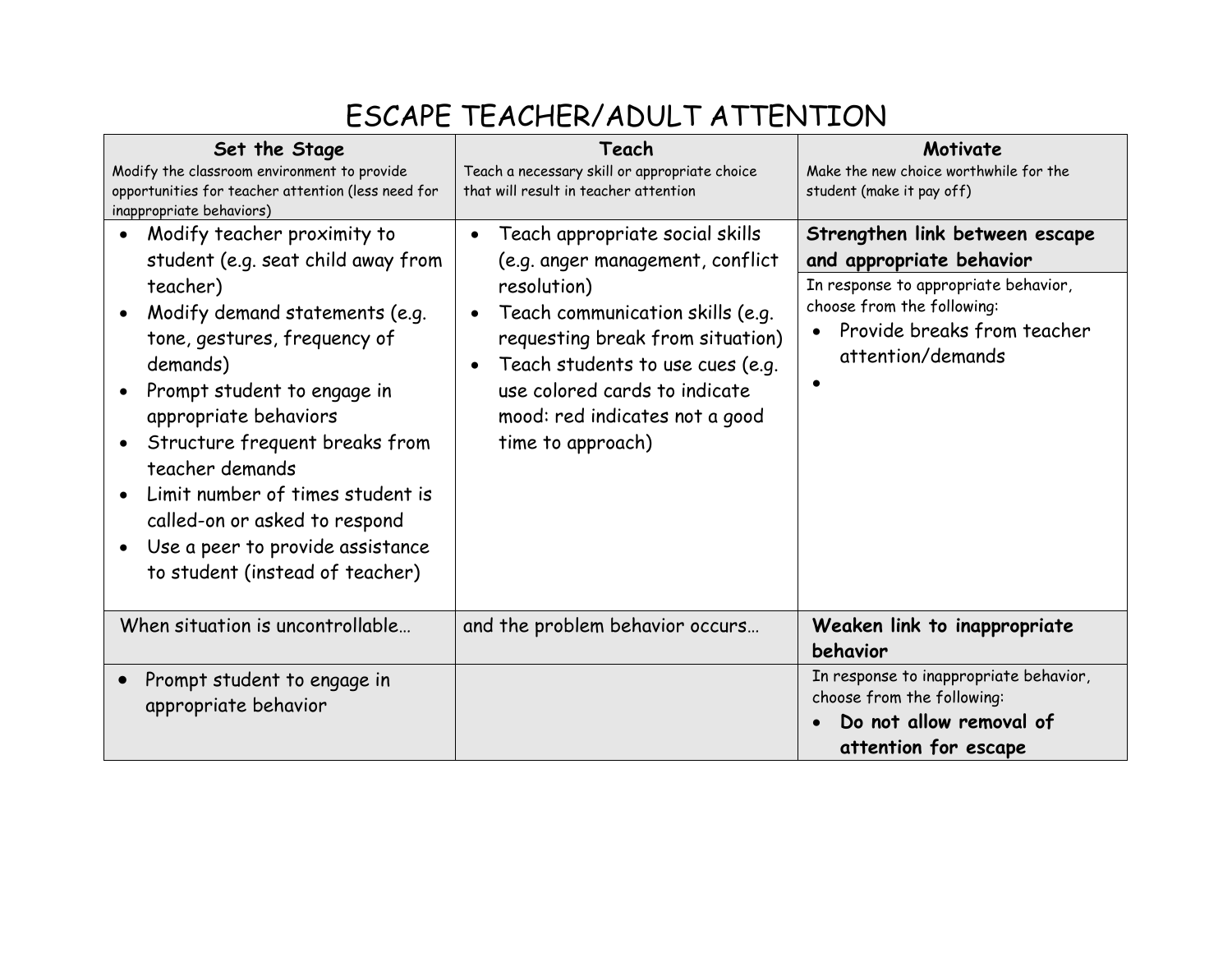# ESCAPE TEACHER/ADULT ATTENTION

| **Set the Stage**<br>Modify the classroom environment to provide opportunities for teacher attention (less need for inappropriate behaviors) | **Teach**<br>Teach a necessary skill or appropriate choice that will result in teacher attention | **Motivate**<br>Make the new choice worthwhile for the student (make it pay off) |
|---|---|---|
| • Modify teacher proximity to student (e.g. seat child away from teacher)<br>• Modify demand statements (e.g. tone, gestures, frequency of demands)<br>• Prompt student to engage in appropriate behaviors<br>• Structure frequent breaks from teacher demands<br>• Limit number of times student is called-on or asked to respond<br>• Use a peer to provide assistance to student (instead of teacher) | • Teach appropriate social skills (e.g. anger management, conflict resolution)<br>• Teach communication skills (e.g. requesting break from situation)<br>• Teach students to use cues (e.g. use colored cards to indicate mood: red indicates not a good time to approach) | **Strengthen link between escape and appropriate behavior**<br>In response to appropriate behavior, choose from the following:<br>• Provide breaks from teacher attention/demands<br>• |
| When situation is uncontrollable… | and the problem behavior occurs… | **Weaken link to inappropriate behavior** |
| • Prompt student to engage in appropriate behavior | | In response to inappropriate behavior, choose from the following:<br>• **Do not allow removal of attention for escape** |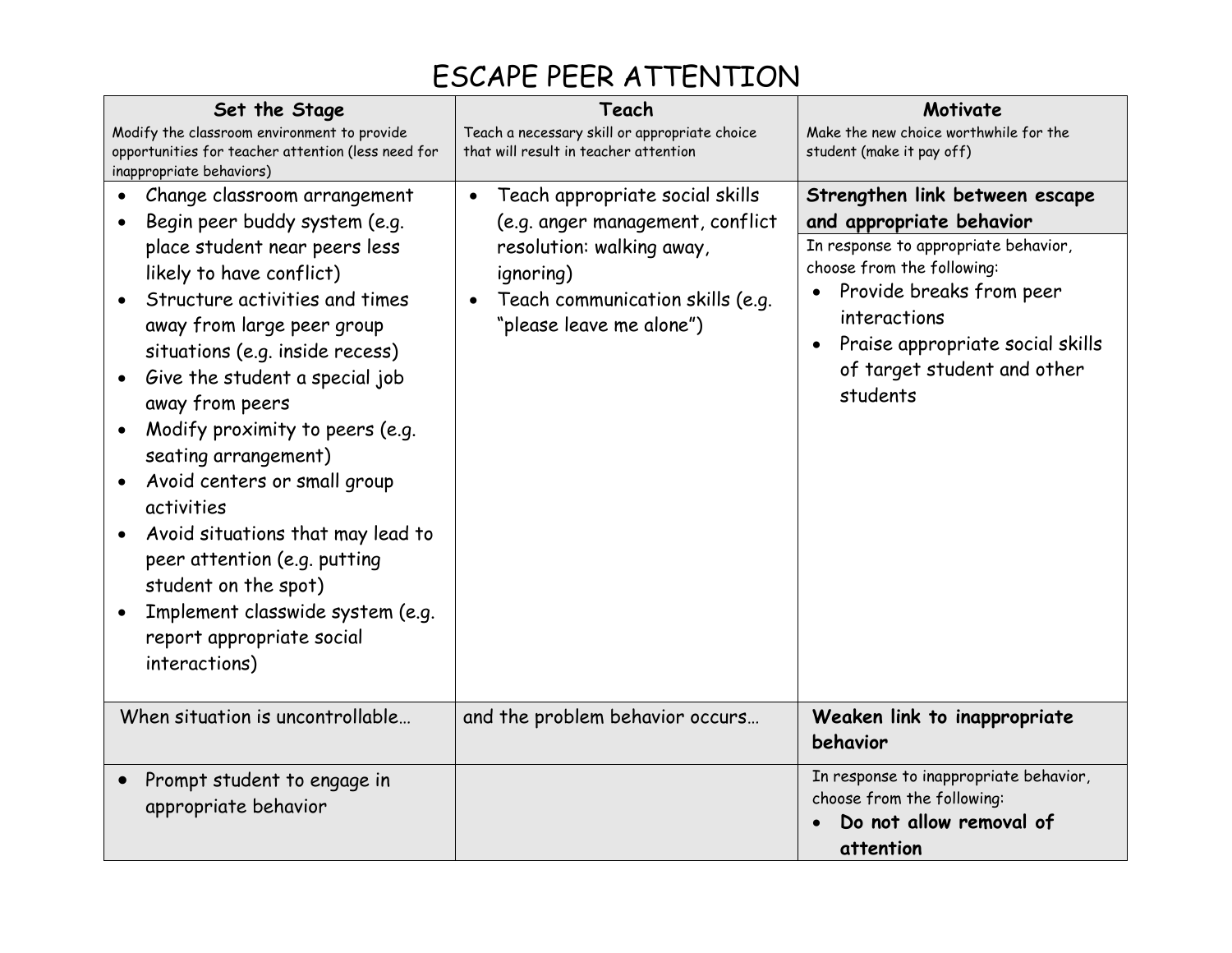# ESCAPE PEER ATTENTION

| **Set the Stage**<br>Modify the classroom environment to provide opportunities for teacher attention (less need for inappropriate behaviors) | **Teach**<br>Teach a necessary skill or appropriate choice that will result in teacher attention | **Motivate**<br>Make the new choice worthwhile for the student (make it pay off) |
|---|---|---|
| • Change classroom arrangement<br>• Begin peer buddy system (e.g. place student near peers less likely to have conflict)<br>• Structure activities and times away from large peer group situations (e.g. inside recess)<br>• Give the student a special job away from peers<br>• Modify proximity to peers (e.g. seating arrangement)<br>• Avoid centers or small group activities<br>• Avoid situations that may lead to peer attention (e.g. putting student on the spot)<br>• Implement classwide system (e.g. report appropriate social interactions) | • Teach appropriate social skills (e.g. anger management, conflict resolution: walking away, ignoring)<br>• Teach communication skills (e.g. "please leave me alone") | **Strengthen link between escape and appropriate behavior**<br>In response to appropriate behavior, choose from the following:<br>• Provide breaks from peer interactions<br>• Praise appropriate social skills of target student and other students |
| When situation is uncontrollable… | and the problem behavior occurs… | **Weaken link to inappropriate behavior** |
| • Prompt student to engage in appropriate behavior | | In response to inappropriate behavior, choose from the following:<br>• **Do not allow removal of attention** |